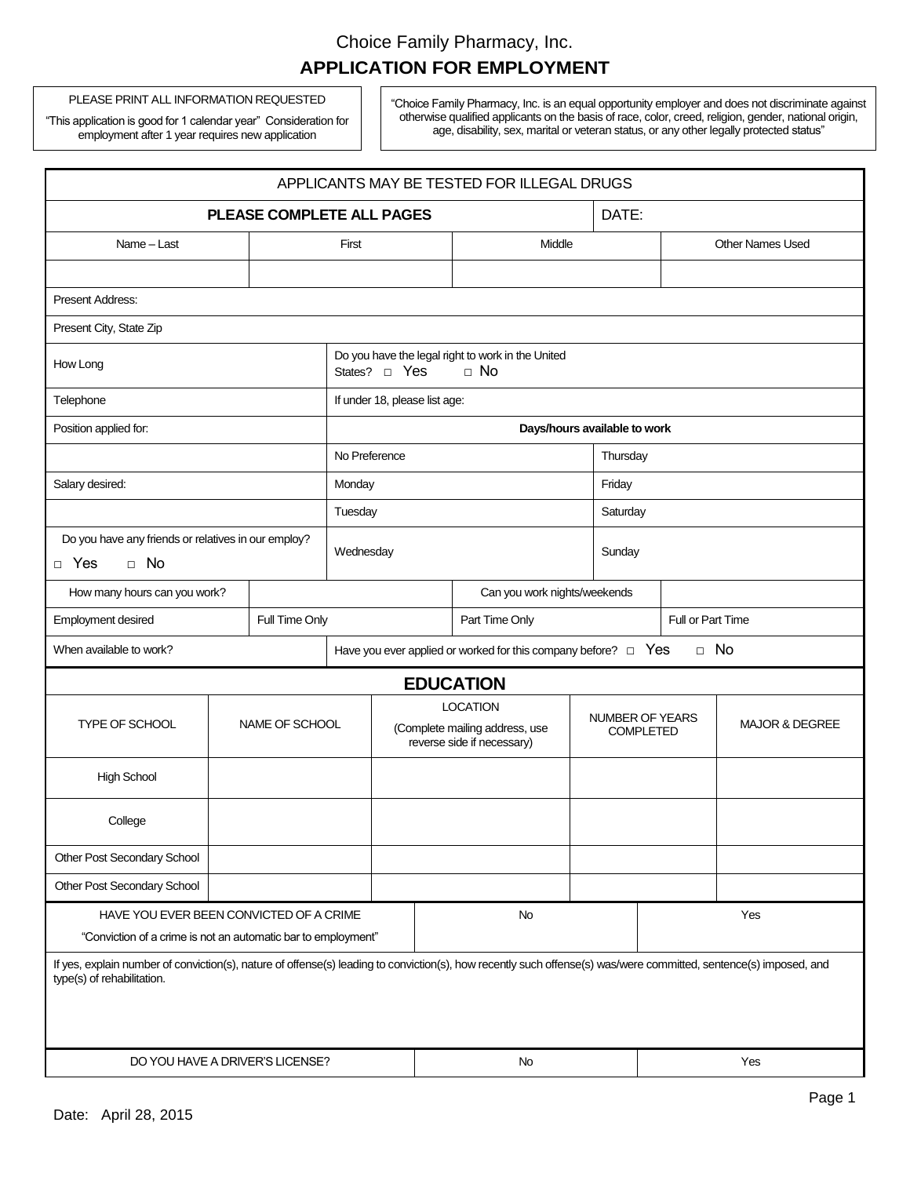Choice Family Pharmacy, Inc.

# APPLICATION FOR EMPLOYMENT

PLEASE PRINT ALL INFORMATION REQUESTED

"This application is good for 1 calendar year" Consideration for employment after 1 year requires new application

"Choice Family Pharmacy, Inc. is an equal opportunity employer and does not discriminate against otherwise qualified applicants on the basis of race, color, creed, religion, gender, national origin, age, disability, sex, marital or veteran status, or any other legally protected status"

APPLICANTS MAY BE TESTED FOR ILLEGAL DRUGS

**PLEASE COMPLETE ALL PAGES** DATE:

| Name – Last | First | Middle | Other Names Used |
|---|---|---|---|
| | | | |

Present Address:

Present City, State Zip

| | |
|---|---|
| How Long | Do you have the legal right to work in the United States? □ Yes □ No |
| Telephone | If under 18, please list age: |

| Position applied for: | **Days/hours available to work** | |
|---|---|---|
| | No Preference | Thursday |
| Salary desired: | Monday | Friday |
| | Tuesday | Saturday |
| Do you have any friends or relatives in our employ? □ Yes □ No | Wednesday | Sunday |

| | | | |
|---|---|---|---|
| How many hours can you work? | | Can you work nights/weekends | |
| Employment desired | Full Time Only | Part Time Only | Full or Part Time |

When available to work? | Have you ever applied or worked for this company before? □ Yes □ No

## EDUCATION

| TYPE OF SCHOOL | NAME OF SCHOOL | LOCATION (Complete mailing address, use reverse side if necessary) | NUMBER OF YEARS COMPLETED | MAJOR & DEGREE |
|---|---|---|---|---|
| High School | | | | |
| College | | | | |
| Other Post Secondary School | | | | |
| Other Post Secondary School | | | | |

| | | |
|---|---|---|
| HAVE YOU EVER BEEN CONVICTED OF A CRIME "Conviction of a crime is not an automatic bar to employment" | No | Yes |

If yes, explain number of conviction(s), nature of offense(s) leading to conviction(s), how recently such offense(s) was/were committed, sentence(s) imposed, and type(s) of rehabilitation.

| | | |
|---|---|---|
| DO YOU HAVE A DRIVER'S LICENSE? | No | Yes |

Date: April 28, 2015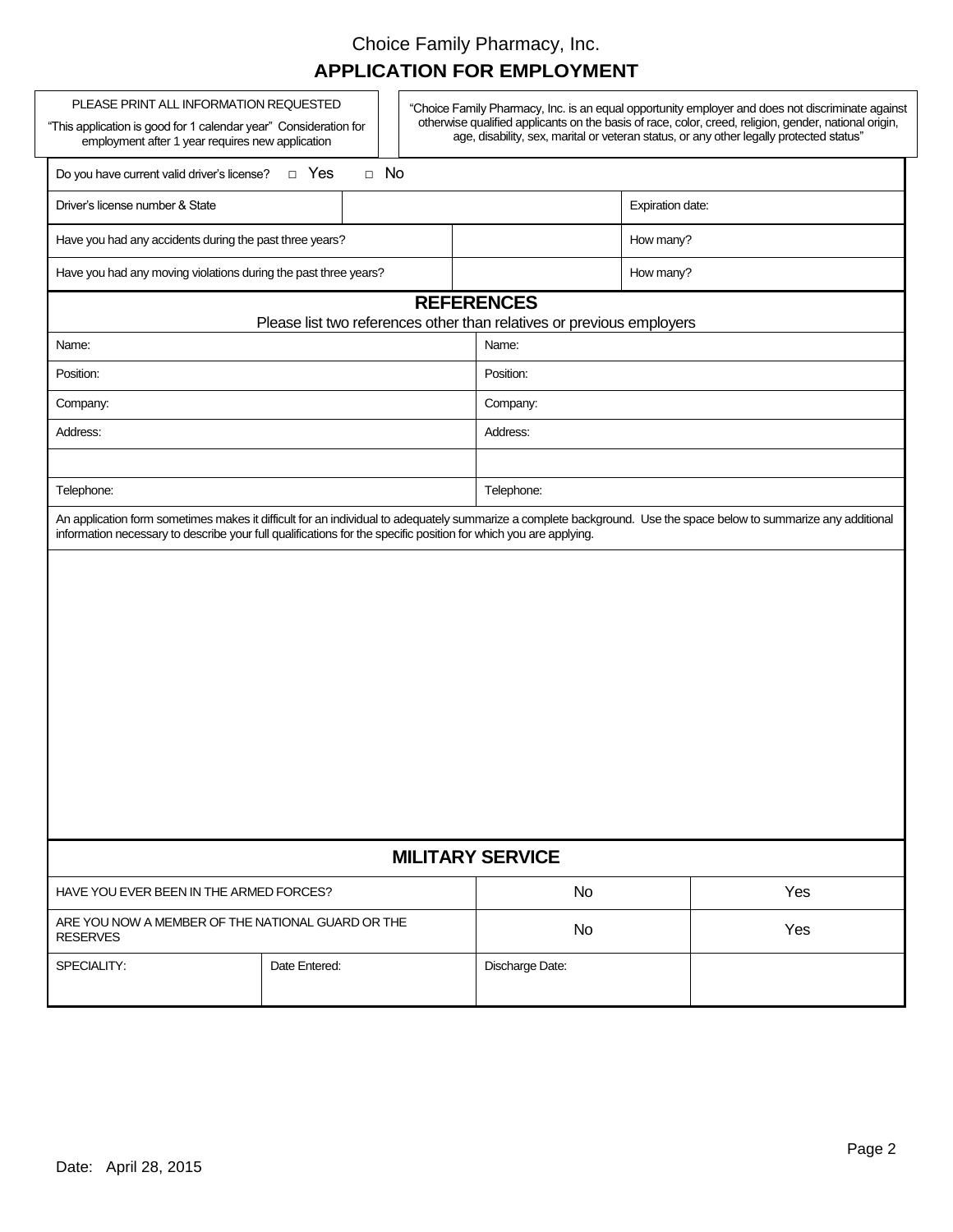# Choice Family Pharmacy, Inc.

## APPLICATION FOR EMPLOYMENT

| PLEASE PRINT ALL INFORMATION REQUESTED<br>"This application is good for 1 calendar year" Consideration for employment after 1 year requires new application | "Choice Family Pharmacy, Inc. is an equal opportunity employer and does not discriminate against otherwise qualified applicants on the basis of race, color, creed, religion, gender, national origin, age, disability, sex, marital or veteran status, or any other legally protected status" |
|---|---|

| | | |
|---|---|---|
| Do you have current valid driver's license? □ Yes □ No | | |
| Driver's license number & State | | Expiration date: |
| Have you had any accidents during the past three years? | | How many? |
| Have you had any moving violations during the past three years? | | How many? |

## REFERENCES

Please list two references other than relatives or previous employers

| | |
|---|---|
| Name: | Name: |
| Position: | Position: |
| Company: | Company: |
| Address: | Address: |
| | |
| Telephone: | Telephone: |

An application form sometimes makes it difficult for an individual to adequately summarize a complete background. Use the space below to summarize any additional information necessary to describe your full qualifications for the specific position for which you are applying.

## MILITARY SERVICE

| | | | |
|---|---|---|---|
| HAVE YOU EVER BEEN IN THE ARMED FORCES? | | No | Yes |
| ARE YOU NOW A MEMBER OF THE NATIONAL GUARD OR THE RESERVES | | No | Yes |
| SPECIALITY: | Date Entered: | Discharge Date: | |

Date: April 28, 2015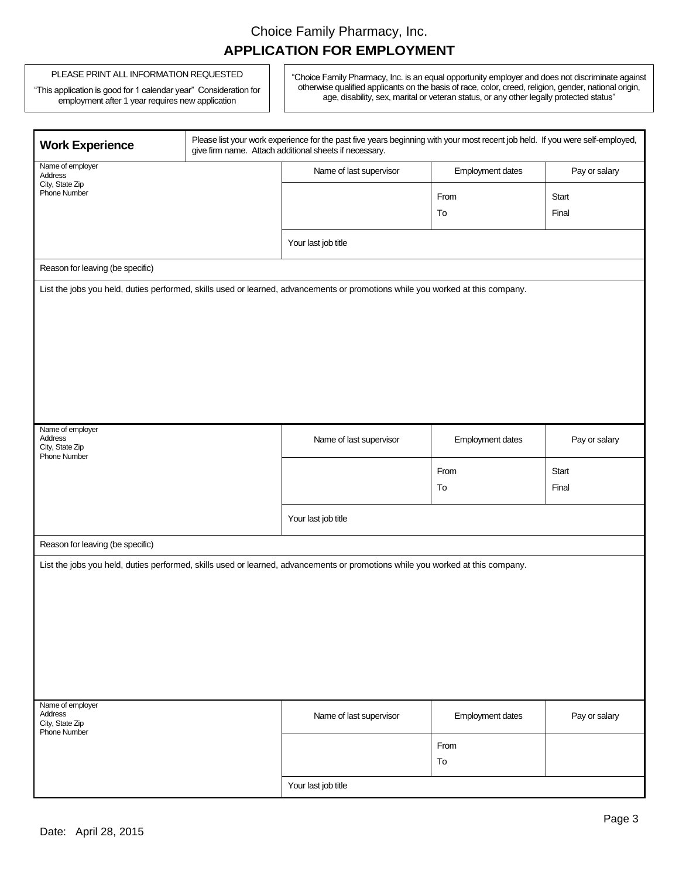Choice Family Pharmacy, Inc.

# APPLICATION FOR EMPLOYMENT

PLEASE PRINT ALL INFORMATION REQUESTED

"This application is good for 1 calendar year" Consideration for employment after 1 year requires new application

"Choice Family Pharmacy, Inc. is an equal opportunity employer and does not discriminate against otherwise qualified applicants on the basis of race, color, creed, religion, gender, national origin, age, disability, sex, marital or veteran status, or any other legally protected status"

## Work Experience

Please list your work experience for the past five years beginning with your most recent job held. If you were self-employed, give firm name. Attach additional sheets if necessary.

| Name of employer<br>Address<br>City, State Zip<br>Phone Number | Name of last supervisor | Employment dates | Pay or salary |
|---|---|---|---|
| | | From<br>To | Start<br>Final |
| | Your last job title | | |
| Reason for leaving (be specific) | | | |
| List the jobs you held, duties performed, skills used or learned, advancements or promotions while you worked at this company. | | | |

| Name of employer<br>Address<br>City, State Zip<br>Phone Number | Name of last supervisor | Employment dates | Pay or salary |
|---|---|---|---|
| | | From<br>To | Start<br>Final |
| | Your last job title | | |
| Reason for leaving (be specific) | | | |
| List the jobs you held, duties performed, skills used or learned, advancements or promotions while you worked at this company. | | | |

| Name of employer<br>Address<br>City, State Zip<br>Phone Number | Name of last supervisor | Employment dates | Pay or salary |
|---|---|---|---|
| | | From<br>To | |
| | Your last job title | | |

Date: April 28, 2015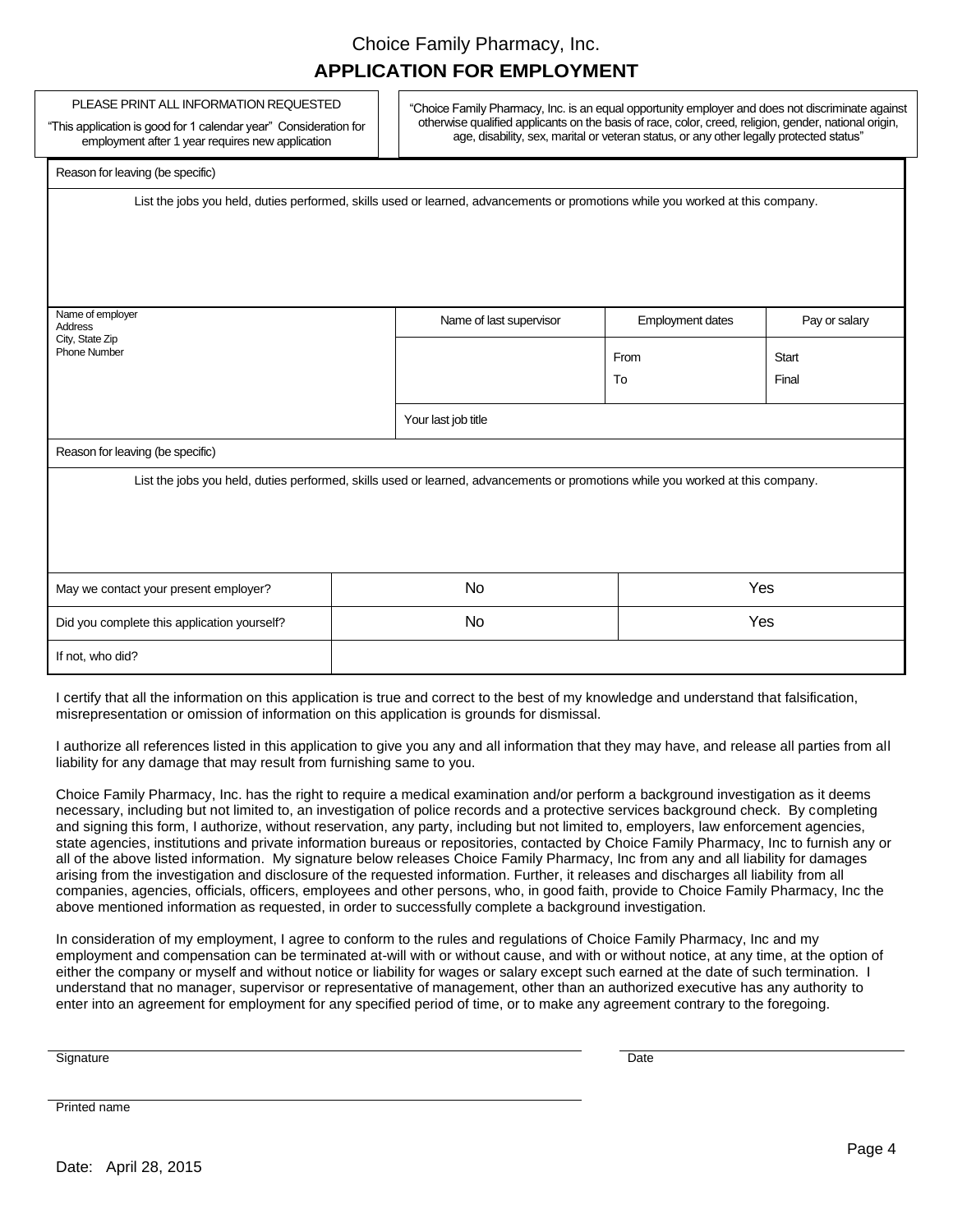Choice Family Pharmacy, Inc.

# APPLICATION FOR EMPLOYMENT

| | |
|---|---|
| PLEASE PRINT ALL INFORMATION REQUESTED<br>"This application is good for 1 calendar year" Consideration for employment after 1 year requires new application | "Choice Family Pharmacy, Inc. is an equal opportunity employer and does not discriminate against otherwise qualified applicants on the basis of race, color, creed, religion, gender, national origin, age, disability, sex, marital or veteran status, or any other legally protected status" |

| | | | |
|---|---|---|---|
| Reason for leaving (be specific) | | | |
| List the jobs you held, duties performed, skills used or learned, advancements or promotions while you worked at this company. | | | |
| Name of employer<br>Address<br>City, State Zip<br>Phone Number | Name of last supervisor | Employment dates | Pay or salary |
| | | From<br>To | Start<br>Final |
| | Your last job title | | |
| Reason for leaving (be specific) | | | |
| List the jobs you held, duties performed, skills used or learned, advancements or promotions while you worked at this company. | | | |

| | | |
|---|---|---|
| May we contact your present employer? | No | Yes |
| Did you complete this application yourself? | No | Yes |
| If not, who did? | | |

I certify that all the information on this application is true and correct to the best of my knowledge and understand that falsification, misrepresentation or omission of information on this application is grounds for dismissal.

I authorize all references listed in this application to give you any and all information that they may have, and release all parties from all liability for any damage that may result from furnishing same to you.

Choice Family Pharmacy, Inc. has the right to require a medical examination and/or perform a background investigation as it deems necessary, including but not limited to, an investigation of police records and a protective services background check. By completing and signing this form, I authorize, without reservation, any party, including but not limited to, employers, law enforcement agencies, state agencies, institutions and private information bureaus or repositories, contacted by Choice Family Pharmacy, Inc to furnish any or all of the above listed information. My signature below releases Choice Family Pharmacy, Inc from any and all liability for damages arising from the investigation and disclosure of the requested information. Further, it releases and discharges all liability from all companies, agencies, officials, officers, employees and other persons, who, in good faith, provide to Choice Family Pharmacy, Inc the above mentioned information as requested, in order to successfully complete a background investigation.

In consideration of my employment, I agree to conform to the rules and regulations of Choice Family Pharmacy, Inc and my employment and compensation can be terminated at-will with or without cause, and with or without notice, at any time, at the option of either the company or myself and without notice or liability for wages or salary except such earned at the date of such termination. I understand that no manager, supervisor or representative of management, other than an authorized executive has any authority to enter into an agreement for employment for any specified period of time, or to make any agreement contrary to the foregoing.

Signature ______________________________ Date ______________

Printed name ______________________________

Date: April 28, 2015